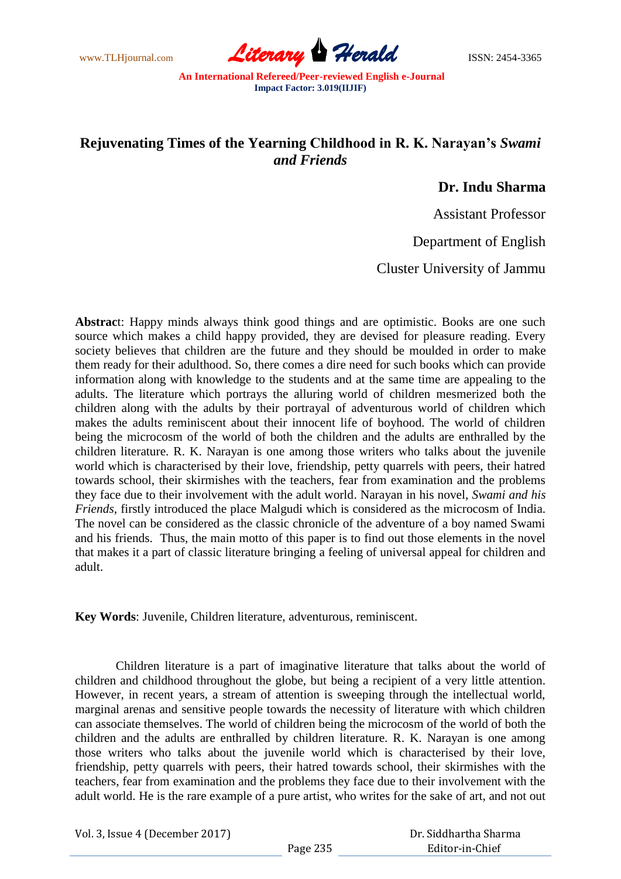# Rejuvenating Times of the Yearning Childhood in R. K. Narayan's *Swami and Friends*

**Dr. Indu Sharma**

Assistant Professor

Department of English

Cluster University of Jammu

**Abstract**: Happy minds always think good things and are optimistic. Books are one such source which makes a child happy provided, they are devised for pleasure reading. Every society believes that children are the future and they should be moulded in order to make them ready for their adulthood. So, there comes a dire need for such books which can provide information along with knowledge to the students and at the same time are appealing to the adults. The literature which portrays the alluring world of children mesmerized both the children along with the adults by their portrayal of adventurous world of children which makes the adults reminiscent about their innocent life of boyhood. The world of children being the microcosm of the world of both the children and the adults are enthralled by the children literature. R. K. Narayan is one among those writers who talks about the juvenile world which is characterised by their love, friendship, petty quarrels with peers, their hatred towards school, their skirmishes with the teachers, fear from examination and the problems they face due to their involvement with the adult world. Narayan in his novel, *Swami and his Friends*, firstly introduced the place Malgudi which is considered as the microcosm of India. The novel can be considered as the classic chronicle of the adventure of a boy named Swami and his friends. Thus, the main motto of this paper is to find out those elements in the novel that makes it a part of classic literature bringing a feeling of universal appeal for children and adult.

**Key Words**: Juvenile, Children literature, adventurous, reminiscent.

Children literature is a part of imaginative literature that talks about the world of children and childhood throughout the globe, but being a recipient of a very little attention. However, in recent years, a stream of attention is sweeping through the intellectual world, marginal arenas and sensitive people towards the necessity of literature with which children can associate themselves. The world of children being the microcosm of the world of both the children and the adults are enthralled by children literature. R. K. Narayan is one among those writers who talks about the juvenile world which is characterised by their love, friendship, petty quarrels with peers, their hatred towards school, their skirmishes with the teachers, fear from examination and the problems they face due to their involvement with the adult world. He is the rare example of a pure artist, who writes for the sake of art, and not out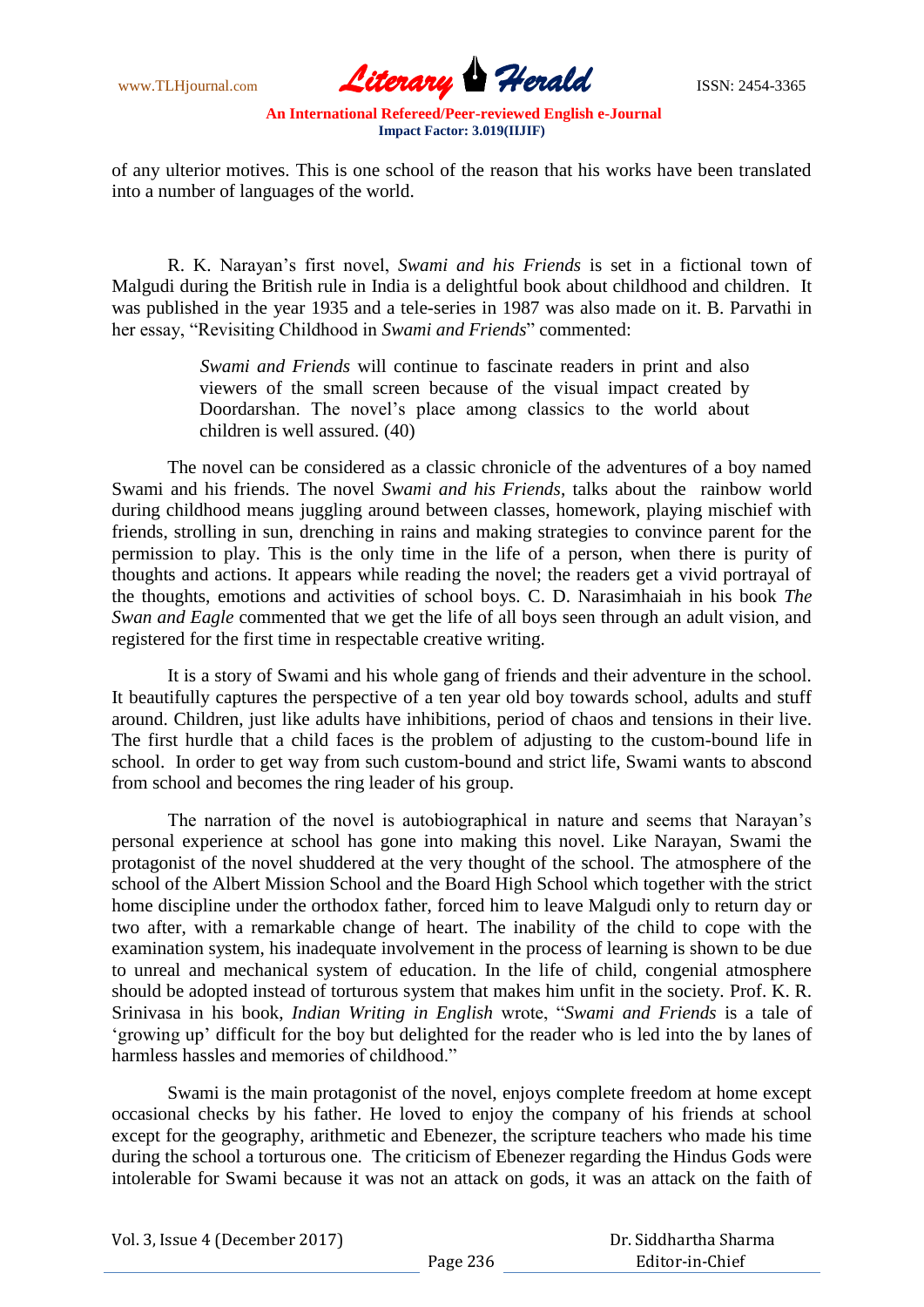of any ulterior motives. This is one school of the reason that his works have been translated into a number of languages of the world.

R. K. Narayan's first novel, *Swami and his Friends* is set in a fictional town of Malgudi during the British rule in India is a delightful book about childhood and children. It was published in the year 1935 and a tele-series in 1987 was also made on it. B. Parvathi in her essay, "Revisiting Childhood in *Swami and Friends*" commented:

> *Swami and Friends* will continue to fascinate readers in print and also viewers of the small screen because of the visual impact created by Doordarshan. The novel's place among classics to the world about children is well assured. (40)

The novel can be considered as a classic chronicle of the adventures of a boy named Swami and his friends. The novel *Swami and his Friends*, talks about the rainbow world during childhood means juggling around between classes, homework, playing mischief with friends, strolling in sun, drenching in rains and making strategies to convince parent for the permission to play. This is the only time in the life of a person, when there is purity of thoughts and actions. It appears while reading the novel; the readers get a vivid portrayal of the thoughts, emotions and activities of school boys. C. D. Narasimhaiah in his book *The Swan and Eagle* commented that we get the life of all boys seen through an adult vision, and registered for the first time in respectable creative writing.

It is a story of Swami and his whole gang of friends and their adventure in the school. It beautifully captures the perspective of a ten year old boy towards school, adults and stuff around. Children, just like adults have inhibitions, period of chaos and tensions in their live. The first hurdle that a child faces is the problem of adjusting to the custom-bound life in school. In order to get way from such custom-bound and strict life, Swami wants to abscond from school and becomes the ring leader of his group.

The narration of the novel is autobiographical in nature and seems that Narayan's personal experience at school has gone into making this novel. Like Narayan, Swami the protagonist of the novel shuddered at the very thought of the school. The atmosphere of the school of the Albert Mission School and the Board High School which together with the strict home discipline under the orthodox father, forced him to leave Malgudi only to return day or two after, with a remarkable change of heart. The inability of the child to cope with the examination system, his inadequate involvement in the process of learning is shown to be due to unreal and mechanical system of education. In the life of child, congenial atmosphere should be adopted instead of torturous system that makes him unfit in the society. Prof. K. R. Srinivasa in his book, *Indian Writing in English* wrote, "*Swami and Friends* is a tale of 'growing up' difficult for the boy but delighted for the reader who is led into the by lanes of harmless hassles and memories of childhood."

Swami is the main protagonist of the novel, enjoys complete freedom at home except occasional checks by his father. He loved to enjoy the company of his friends at school except for the geography, arithmetic and Ebenezer, the scripture teachers who made his time during the school a torturous one. The criticism of Ebenezer regarding the Hindus Gods were intolerable for Swami because it was not an attack on gods, it was an attack on the faith of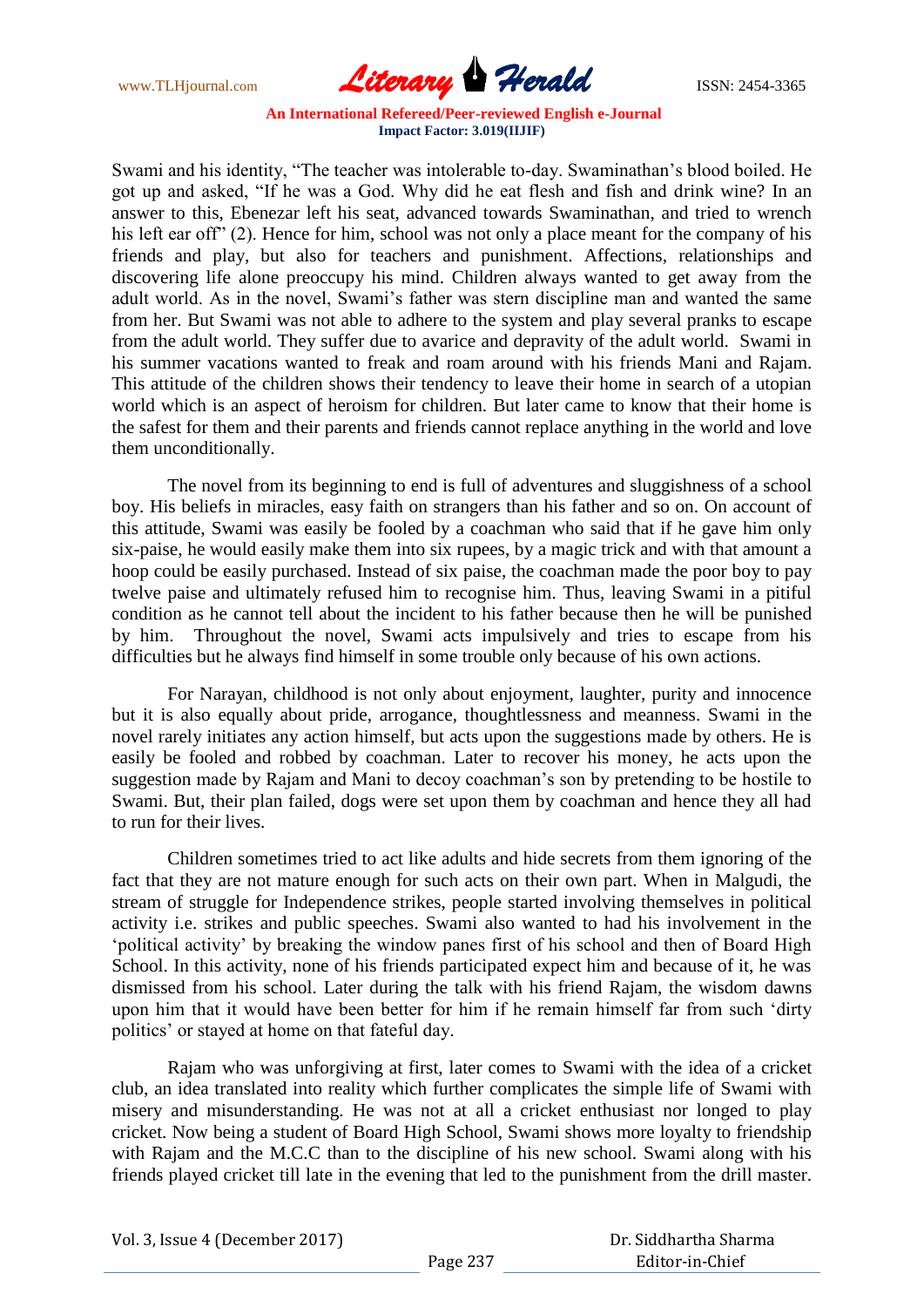Swami and his identity, "The teacher was intolerable to-day. Swaminathan's blood boiled. He got up and asked, "If he was a God. Why did he eat flesh and fish and drink wine? In an answer to this, Ebenezar left his seat, advanced towards Swaminathan, and tried to wrench his left ear off" (2). Hence for him, school was not only a place meant for the company of his friends and play, but also for teachers and punishment. Affections, relationships and discovering life alone preoccupy his mind. Children always wanted to get away from the adult world. As in the novel, Swami's father was stern discipline man and wanted the same from her. But Swami was not able to adhere to the system and play several pranks to escape from the adult world. They suffer due to avarice and depravity of the adult world. Swami in his summer vacations wanted to freak and roam around with his friends Mani and Rajam. This attitude of the children shows their tendency to leave their home in search of a utopian world which is an aspect of heroism for children. But later came to know that their home is the safest for them and their parents and friends cannot replace anything in the world and love them unconditionally.

The novel from its beginning to end is full of adventures and sluggishness of a school boy. His beliefs in miracles, easy faith on strangers than his father and so on. On account of this attitude, Swami was easily be fooled by a coachman who said that if he gave him only six-paise, he would easily make them into six rupees, by a magic trick and with that amount a hoop could be easily purchased. Instead of six paise, the coachman made the poor boy to pay twelve paise and ultimately refused him to recognise him. Thus, leaving Swami in a pitiful condition as he cannot tell about the incident to his father because then he will be punished by him. Throughout the novel, Swami acts impulsively and tries to escape from his difficulties but he always find himself in some trouble only because of his own actions.

For Narayan, childhood is not only about enjoyment, laughter, purity and innocence but it is also equally about pride, arrogance, thoughtlessness and meanness. Swami in the novel rarely initiates any action himself, but acts upon the suggestions made by others. He is easily be fooled and robbed by coachman. Later to recover his money, he acts upon the suggestion made by Rajam and Mani to decoy coachman's son by pretending to be hostile to Swami. But, their plan failed, dogs were set upon them by coachman and hence they all had to run for their lives.

Children sometimes tried to act like adults and hide secrets from them ignoring of the fact that they are not mature enough for such acts on their own part. When in Malgudi, the stream of struggle for Independence strikes, people started involving themselves in political activity i.e. strikes and public speeches. Swami also wanted to had his involvement in the 'political activity' by breaking the window panes first of his school and then of Board High School. In this activity, none of his friends participated expect him and because of it, he was dismissed from his school. Later during the talk with his friend Rajam, the wisdom dawns upon him that it would have been better for him if he remain himself far from such 'dirty politics' or stayed at home on that fateful day.

Rajam who was unforgiving at first, later comes to Swami with the idea of a cricket club, an idea translated into reality which further complicates the simple life of Swami with misery and misunderstanding. He was not at all a cricket enthusiast nor longed to play cricket. Now being a student of Board High School, Swami shows more loyalty to friendship with Rajam and the M.C.C than to the discipline of his new school. Swami along with his friends played cricket till late in the evening that led to the punishment from the drill master.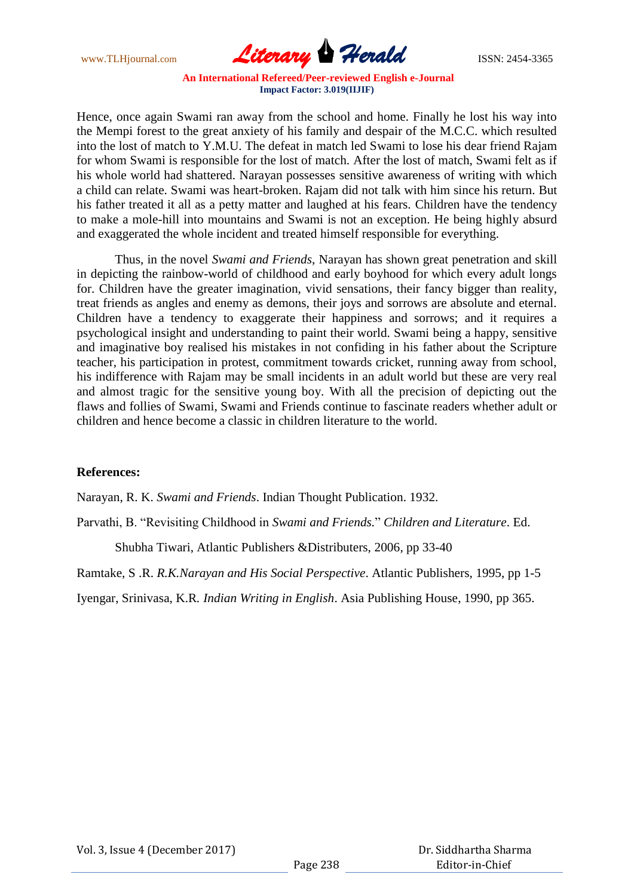Hence, once again Swami ran away from the school and home. Finally he lost his way into the Mempi forest to the great anxiety of his family and despair of the M.C.C. which resulted into the lost of match to Y.M.U. The defeat in match led Swami to lose his dear friend Rajam for whom Swami is responsible for the lost of match. After the lost of match, Swami felt as if his whole world had shattered. Narayan possesses sensitive awareness of writing with which a child can relate. Swami was heart-broken. Rajam did not talk with him since his return. But his father treated it all as a petty matter and laughed at his fears. Children have the tendency to make a mole-hill into mountains and Swami is not an exception. He being highly absurd and exaggerated the whole incident and treated himself responsible for everything.

Thus, in the novel *Swami and Friends*, Narayan has shown great penetration and skill in depicting the rainbow-world of childhood and early boyhood for which every adult longs for. Children have the greater imagination, vivid sensations, their fancy bigger than reality, treat friends as angles and enemy as demons, their joys and sorrows are absolute and eternal. Children have a tendency to exaggerate their happiness and sorrows; and it requires a psychological insight and understanding to paint their world. Swami being a happy, sensitive and imaginative boy realised his mistakes in not confiding in his father about the Scripture teacher, his participation in protest, commitment towards cricket, running away from school, his indifference with Rajam may be small incidents in an adult world but these are very real and almost tragic for the sensitive young boy. With all the precision of depicting out the flaws and follies of Swami, Swami and Friends continue to fascinate readers whether adult or children and hence become a classic in children literature to the world.

**References:**

Narayan, R. K. *Swami and Friends*. Indian Thought Publication. 1932.

Parvathi, B. "Revisiting Childhood in *Swami and Friends.*" *Children and Literature*. Ed. Shubha Tiwari, Atlantic Publishers &Distributers, 2006, pp 33-40

Ramtake, S .R. *R.K.Narayan and His Social Perspective*. Atlantic Publishers, 1995, pp 1-5

Iyengar, Srinivasa, K.R. *Indian Writing in English*. Asia Publishing House, 1990, pp 365.